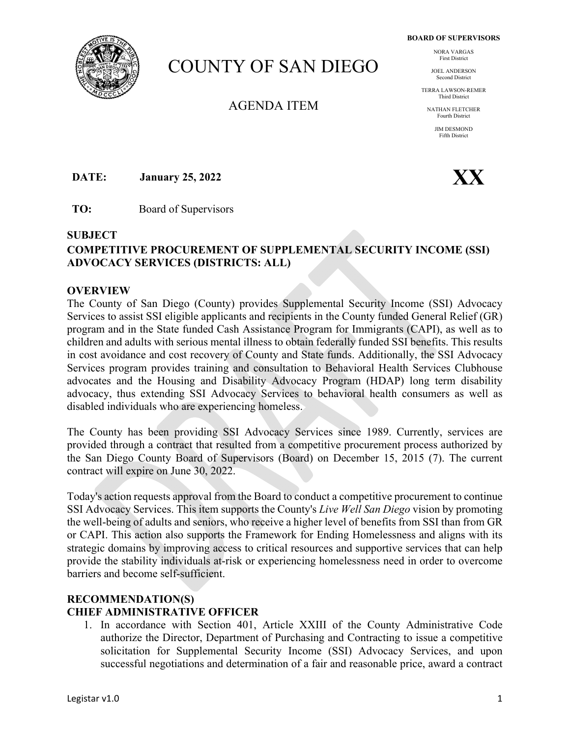# COUNTY OF SAN DIEGO

## AGENDA ITEM

**BOARD OF SUPERVISORS**

NORA VARGAS
First District

JOEL ANDERSON
Second District

TERRA LAWSON-REMER
Third District

NATHAN FLETCHER
Fourth District

JIM DESMOND
Fifth District

**XX**

**DATE:** **January 25, 2022**

**TO:** Board of Supervisors

**SUBJECT**
**COMPETITIVE PROCUREMENT OF SUPPLEMENTAL SECURITY INCOME (SSI) ADVOCACY SERVICES (DISTRICTS: ALL)**

**OVERVIEW**

The County of San Diego (County) provides Supplemental Security Income (SSI) Advocacy Services to assist SSI eligible applicants and recipients in the County funded General Relief (GR) program and in the State funded Cash Assistance Program for Immigrants (CAPI), as well as to children and adults with serious mental illness to obtain federally funded SSI benefits. This results in cost avoidance and cost recovery of County and State funds. Additionally, the SSI Advocacy Services program provides training and consultation to Behavioral Health Services Clubhouse advocates and the Housing and Disability Advocacy Program (HDAP) long term disability advocacy, thus extending SSI Advocacy Services to behavioral health consumers as well as disabled individuals who are experiencing homeless.

The County has been providing SSI Advocacy Services since 1989. Currently, services are provided through a contract that resulted from a competitive procurement process authorized by the San Diego County Board of Supervisors (Board) on December 15, 2015 (7). The current contract will expire on June 30, 2022.

Today's action requests approval from the Board to conduct a competitive procurement to continue SSI Advocacy Services. This item supports the County's *Live Well San Diego* vision by promoting the well-being of adults and seniors, who receive a higher level of benefits from SSI than from GR or CAPI. This action also supports the Framework for Ending Homelessness and aligns with its strategic domains by improving access to critical resources and supportive services that can help provide the stability individuals at-risk or experiencing homelessness need in order to overcome barriers and become self-sufficient.

**RECOMMENDATION(S)**
**CHIEF ADMINISTRATIVE OFFICER**

1. In accordance with Section 401, Article XXIII of the County Administrative Code authorize the Director, Department of Purchasing and Contracting to issue a competitive solicitation for Supplemental Security Income (SSI) Advocacy Services, and upon successful negotiations and determination of a fair and reasonable price, award a contract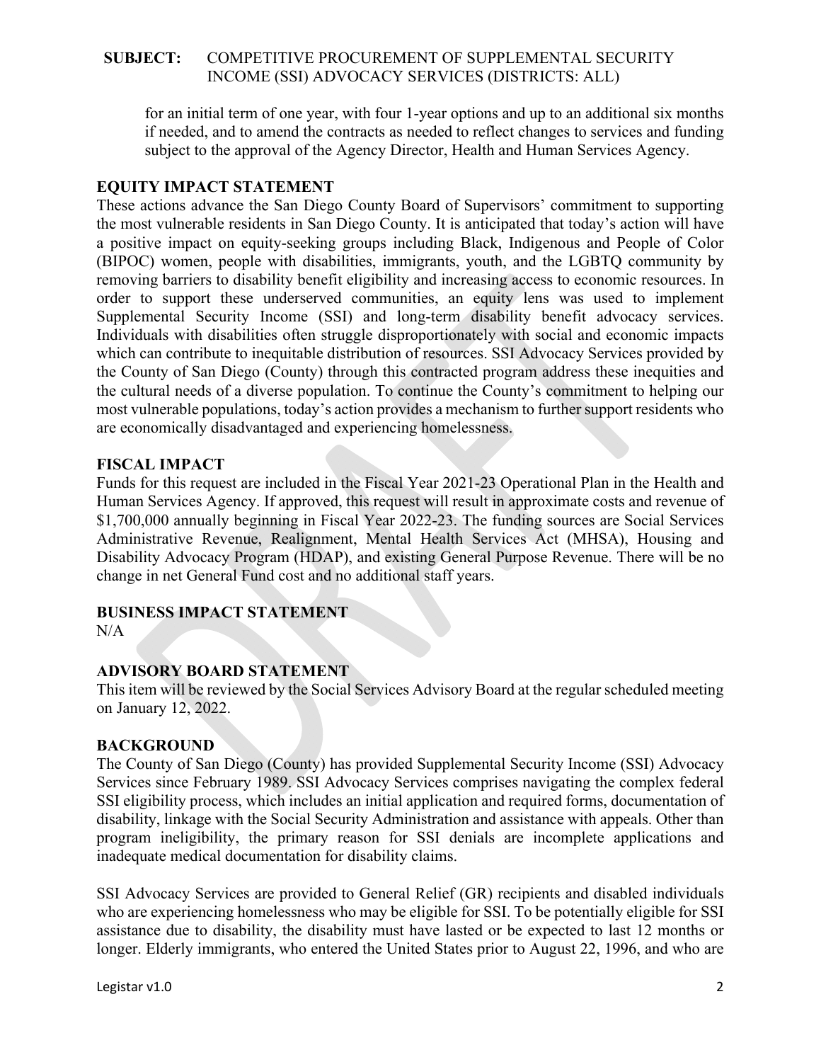**SUBJECT:** COMPETITIVE PROCUREMENT OF SUPPLEMENTAL SECURITY INCOME (SSI) ADVOCACY SERVICES (DISTRICTS: ALL)

for an initial term of one year, with four 1-year options and up to an additional six months if needed, and to amend the contracts as needed to reflect changes to services and funding subject to the approval of the Agency Director, Health and Human Services Agency.

## EQUITY IMPACT STATEMENT

These actions advance the San Diego County Board of Supervisors' commitment to supporting the most vulnerable residents in San Diego County. It is anticipated that today's action will have a positive impact on equity-seeking groups including Black, Indigenous and People of Color (BIPOC) women, people with disabilities, immigrants, youth, and the LGBTQ community by removing barriers to disability benefit eligibility and increasing access to economic resources. In order to support these underserved communities, an equity lens was used to implement Supplemental Security Income (SSI) and long-term disability benefit advocacy services. Individuals with disabilities often struggle disproportionately with social and economic impacts which can contribute to inequitable distribution of resources. SSI Advocacy Services provided by the County of San Diego (County) through this contracted program address these inequities and the cultural needs of a diverse population. To continue the County's commitment to helping our most vulnerable populations, today's action provides a mechanism to further support residents who are economically disadvantaged and experiencing homelessness.

## FISCAL IMPACT

Funds for this request are included in the Fiscal Year 2021-23 Operational Plan in the Health and Human Services Agency. If approved, this request will result in approximate costs and revenue of $1,700,000 annually beginning in Fiscal Year 2022-23. The funding sources are Social Services Administrative Revenue, Realignment, Mental Health Services Act (MHSA), Housing and Disability Advocacy Program (HDAP), and existing General Purpose Revenue. There will be no change in net General Fund cost and no additional staff years.

## BUSINESS IMPACT STATEMENT

N/A

## ADVISORY BOARD STATEMENT

This item will be reviewed by the Social Services Advisory Board at the regular scheduled meeting on January 12, 2022.

## BACKGROUND

The County of San Diego (County) has provided Supplemental Security Income (SSI) Advocacy Services since February 1989. SSI Advocacy Services comprises navigating the complex federal SSI eligibility process, which includes an initial application and required forms, documentation of disability, linkage with the Social Security Administration and assistance with appeals. Other than program ineligibility, the primary reason for SSI denials are incomplete applications and inadequate medical documentation for disability claims.

SSI Advocacy Services are provided to General Relief (GR) recipients and disabled individuals who are experiencing homelessness who may be eligible for SSI. To be potentially eligible for SSI assistance due to disability, the disability must have lasted or be expected to last 12 months or longer. Elderly immigrants, who entered the United States prior to August 22, 1996, and who are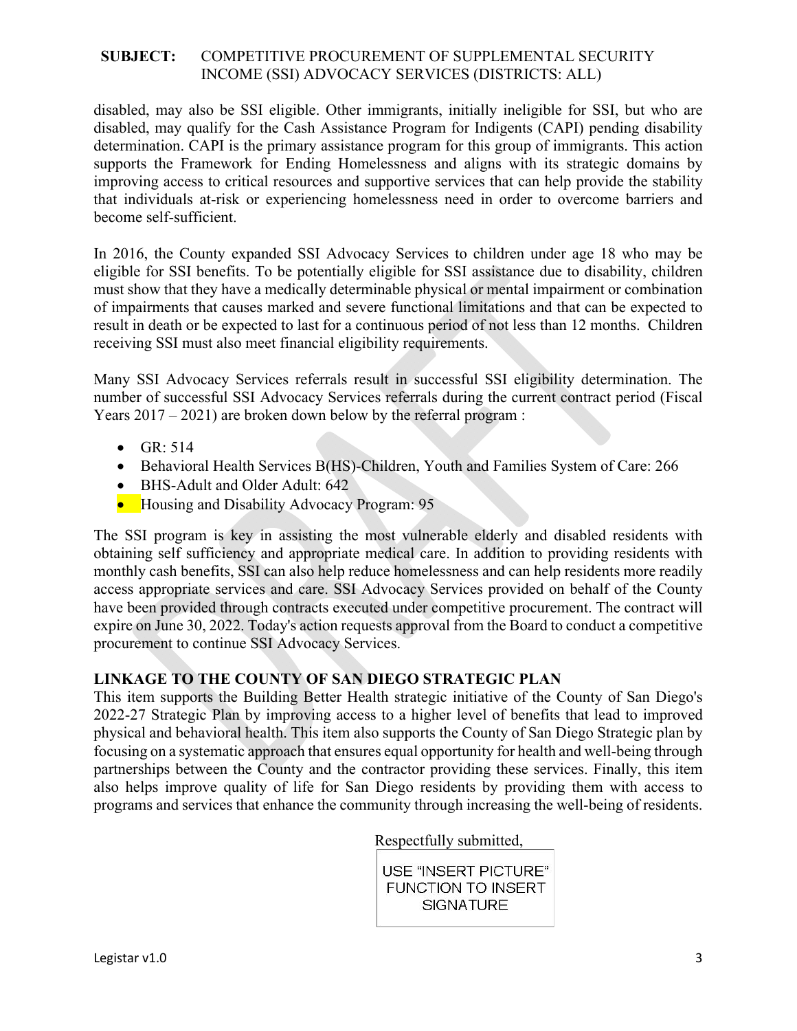**SUBJECT:** COMPETITIVE PROCUREMENT OF SUPPLEMENTAL SECURITY INCOME (SSI) ADVOCACY SERVICES (DISTRICTS: ALL)

disabled, may also be SSI eligible. Other immigrants, initially ineligible for SSI, but who are disabled, may qualify for the Cash Assistance Program for Indigents (CAPI) pending disability determination. CAPI is the primary assistance program for this group of immigrants. This action supports the Framework for Ending Homelessness and aligns with its strategic domains by improving access to critical resources and supportive services that can help provide the stability that individuals at-risk or experiencing homelessness need in order to overcome barriers and become self-sufficient.

In 2016, the County expanded SSI Advocacy Services to children under age 18 who may be eligible for SSI benefits. To be potentially eligible for SSI assistance due to disability, children must show that they have a medically determinable physical or mental impairment or combination of impairments that causes marked and severe functional limitations and that can be expected to result in death or be expected to last for a continuous period of not less than 12 months. Children receiving SSI must also meet financial eligibility requirements.

Many SSI Advocacy Services referrals result in successful SSI eligibility determination. The number of successful SSI Advocacy Services referrals during the current contract period (Fiscal Years 2017 – 2021) are broken down below by the referral program :

- GR: 514
- Behavioral Health Services B(HS)-Children, Youth and Families System of Care: 266
- BHS-Adult and Older Adult: 642
- Housing and Disability Advocacy Program: 95

The SSI program is key in assisting the most vulnerable elderly and disabled residents with obtaining self sufficiency and appropriate medical care. In addition to providing residents with monthly cash benefits, SSI can also help reduce homelessness and can help residents more readily access appropriate services and care. SSI Advocacy Services provided on behalf of the County have been provided through contracts executed under competitive procurement. The contract will expire on June 30, 2022. Today's action requests approval from the Board to conduct a competitive procurement to continue SSI Advocacy Services.

**LINKAGE TO THE COUNTY OF SAN DIEGO STRATEGIC PLAN**

This item supports the Building Better Health strategic initiative of the County of San Diego's 2022-27 Strategic Plan by improving access to a higher level of benefits that lead to improved physical and behavioral health. This item also supports the County of San Diego Strategic plan by focusing on a systematic approach that ensures equal opportunity for health and well-being through partnerships between the County and the contractor providing these services. Finally, this item also helps improve quality of life for San Diego residents by providing them with access to programs and services that enhance the community through increasing the well-being of residents.

Respectfully submitted,

USE "INSERT PICTURE" FUNCTION TO INSERT SIGNATURE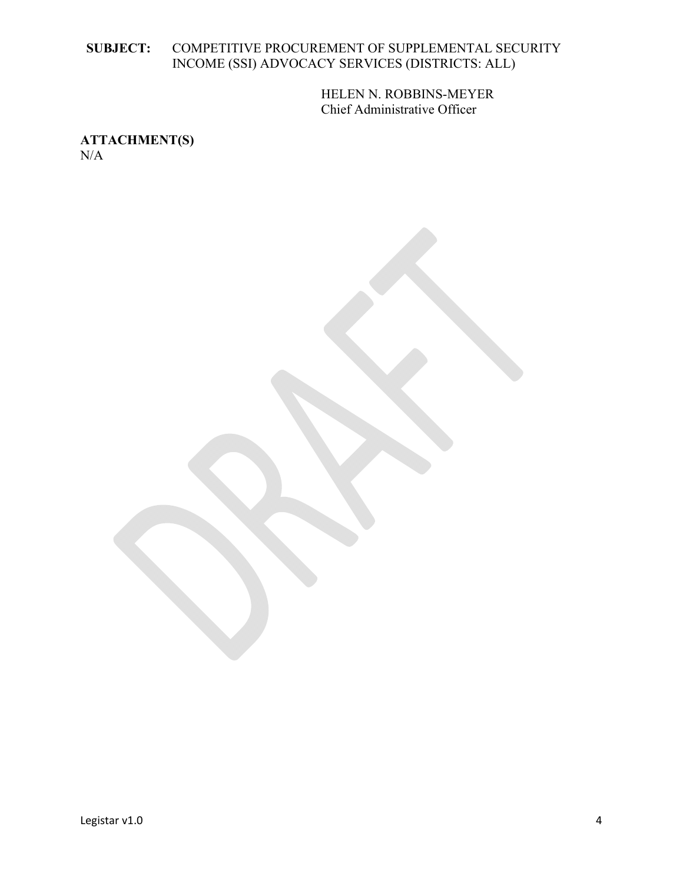**SUBJECT:** COMPETITIVE PROCUREMENT OF SUPPLEMENTAL SECURITY INCOME (SSI) ADVOCACY SERVICES (DISTRICTS: ALL)

HELEN N. ROBBINS-MEYER
Chief Administrative Officer

**ATTACHMENT(S)**
N/A